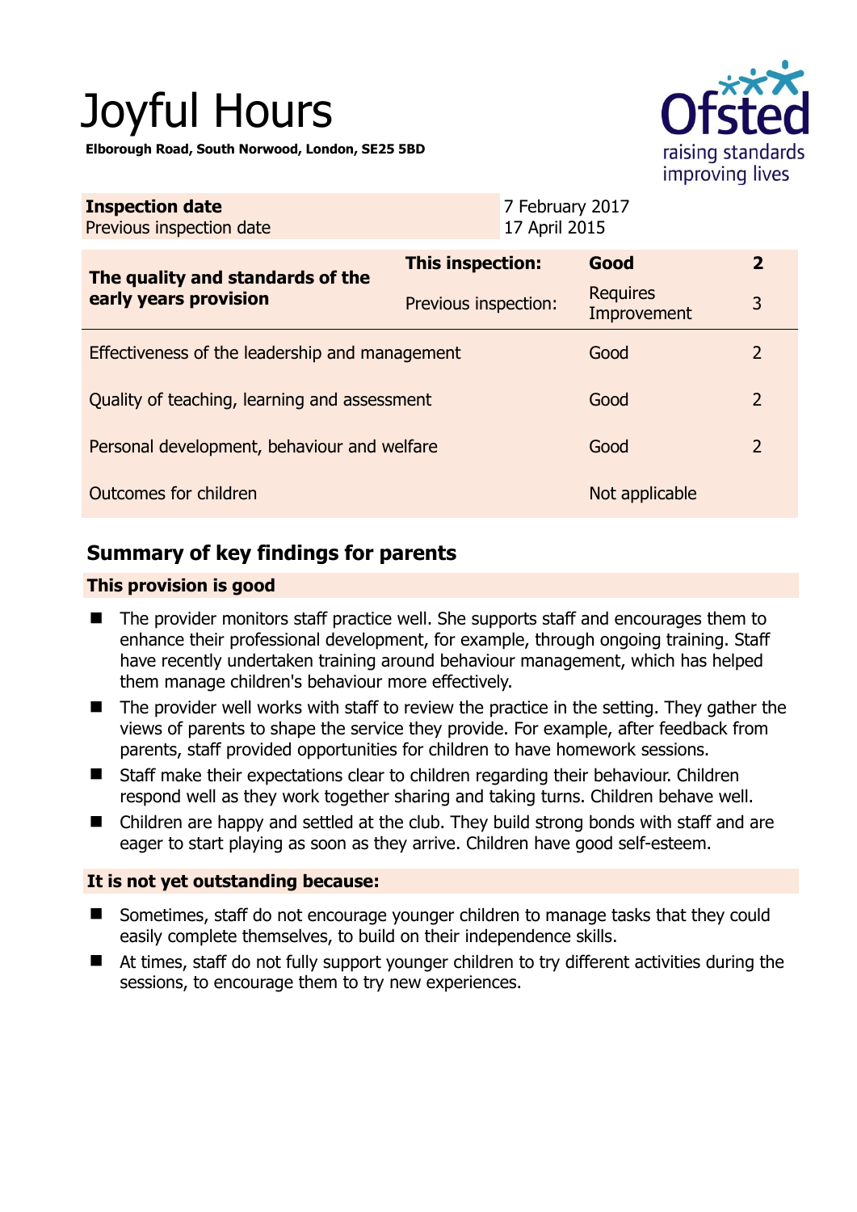# Joyful Hours

**Elborough Road, South Norwood, London, SE25 5BD**

| **Inspection date** | 7 February 2017 |
|---|---|
| Previous inspection date | 17 April 2015 |

| **The quality and standards of the early years provision** | **This inspection:** | **Good** | **2** |
|---|---|---|---|
| | Previous inspection: | Requires Improvement | 3 |
| Effectiveness of the leadership and management | | Good | 2 |
| Quality of teaching, learning and assessment | | Good | 2 |
| Personal development, behaviour and welfare | | Good | 2 |
| Outcomes for children | | Not applicable | |

## Summary of key findings for parents

### This provision is good

- The provider monitors staff practice well. She supports staff and encourages them to enhance their professional development, for example, through ongoing training. Staff have recently undertaken training around behaviour management, which has helped them manage children's behaviour more effectively.
- The provider well works with staff to review the practice in the setting. They gather the views of parents to shape the service they provide. For example, after feedback from parents, staff provided opportunities for children to have homework sessions.
- Staff make their expectations clear to children regarding their behaviour. Children respond well as they work together sharing and taking turns. Children behave well.
- Children are happy and settled at the club. They build strong bonds with staff and are eager to start playing as soon as they arrive. Children have good self-esteem.

### It is not yet outstanding because:

- Sometimes, staff do not encourage younger children to manage tasks that they could easily complete themselves, to build on their independence skills.
- At times, staff do not fully support younger children to try different activities during the sessions, to encourage them to try new experiences.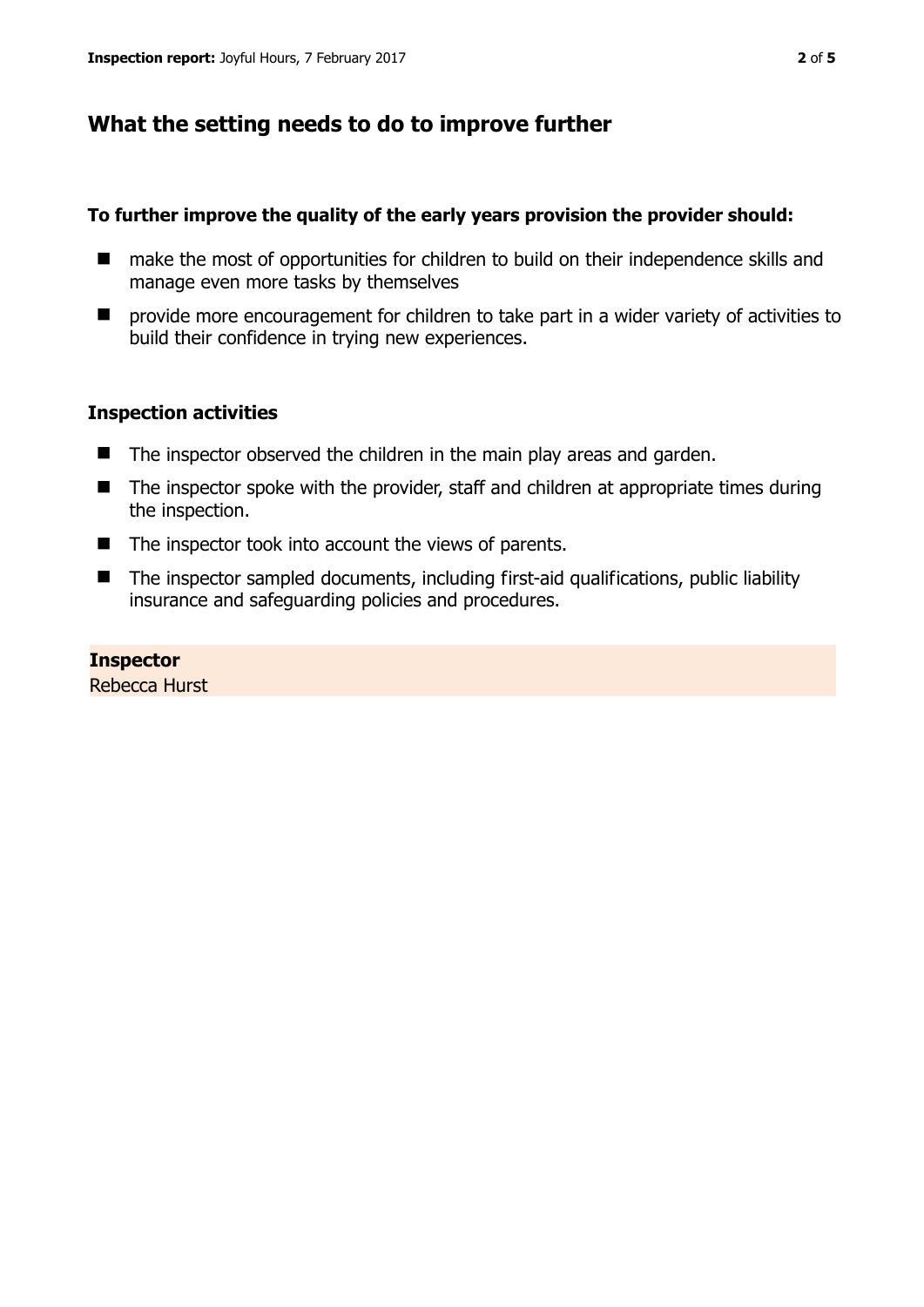## What the setting needs to do to improve further

**To further improve the quality of the early years provision the provider should:**

- make the most of opportunities for children to build on their independence skills and manage even more tasks by themselves
- provide more encouragement for children to take part in a wider variety of activities to build their confidence in trying new experiences.

### Inspection activities

- The inspector observed the children in the main play areas and garden.
- The inspector spoke with the provider, staff and children at appropriate times during the inspection.
- The inspector took into account the views of parents.
- The inspector sampled documents, including first-aid qualifications, public liability insurance and safeguarding policies and procedures.

**Inspector**
Rebecca Hurst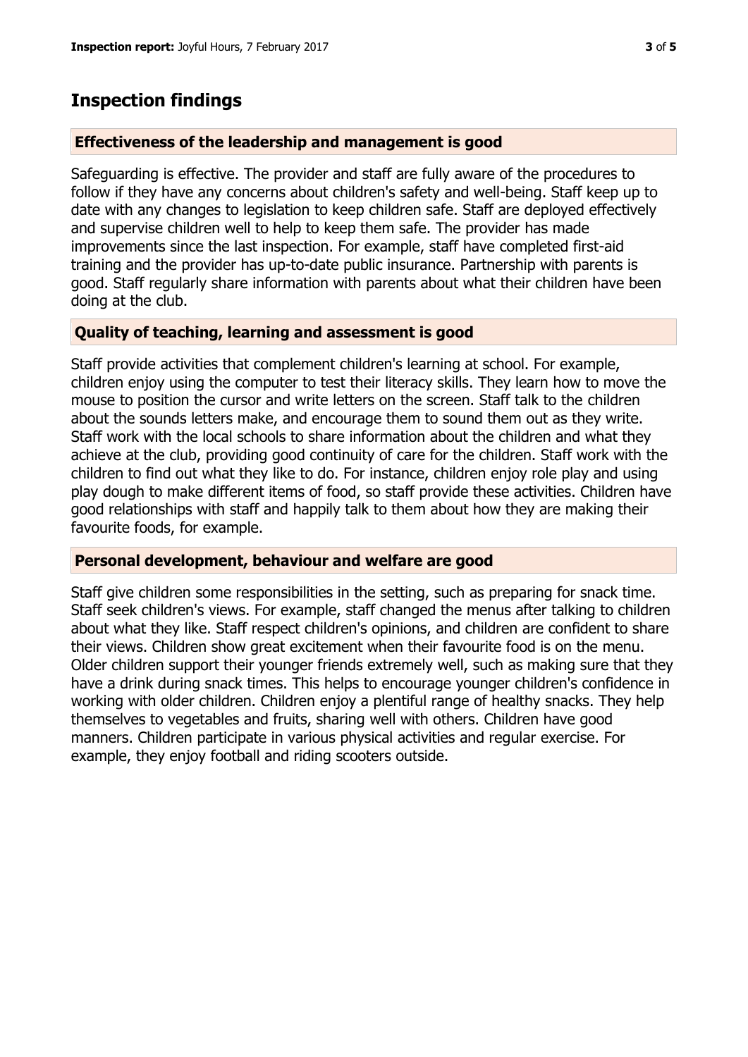## Inspection findings

### Effectiveness of the leadership and management is good

Safeguarding is effective. The provider and staff are fully aware of the procedures to follow if they have any concerns about children's safety and well-being. Staff keep up to date with any changes to legislation to keep children safe. Staff are deployed effectively and supervise children well to help to keep them safe. The provider has made improvements since the last inspection. For example, staff have completed first-aid training and the provider has up-to-date public insurance. Partnership with parents is good. Staff regularly share information with parents about what their children have been doing at the club.

### Quality of teaching, learning and assessment is good

Staff provide activities that complement children's learning at school. For example, children enjoy using the computer to test their literacy skills. They learn how to move the mouse to position the cursor and write letters on the screen. Staff talk to the children about the sounds letters make, and encourage them to sound them out as they write. Staff work with the local schools to share information about the children and what they achieve at the club, providing good continuity of care for the children. Staff work with the children to find out what they like to do. For instance, children enjoy role play and using play dough to make different items of food, so staff provide these activities. Children have good relationships with staff and happily talk to them about how they are making their favourite foods, for example.

### Personal development, behaviour and welfare are good

Staff give children some responsibilities in the setting, such as preparing for snack time. Staff seek children's views. For example, staff changed the menus after talking to children about what they like. Staff respect children's opinions, and children are confident to share their views. Children show great excitement when their favourite food is on the menu. Older children support their younger friends extremely well, such as making sure that they have a drink during snack times. This helps to encourage younger children's confidence in working with older children. Children enjoy a plentiful range of healthy snacks. They help themselves to vegetables and fruits, sharing well with others. Children have good manners. Children participate in various physical activities and regular exercise. For example, they enjoy football and riding scooters outside.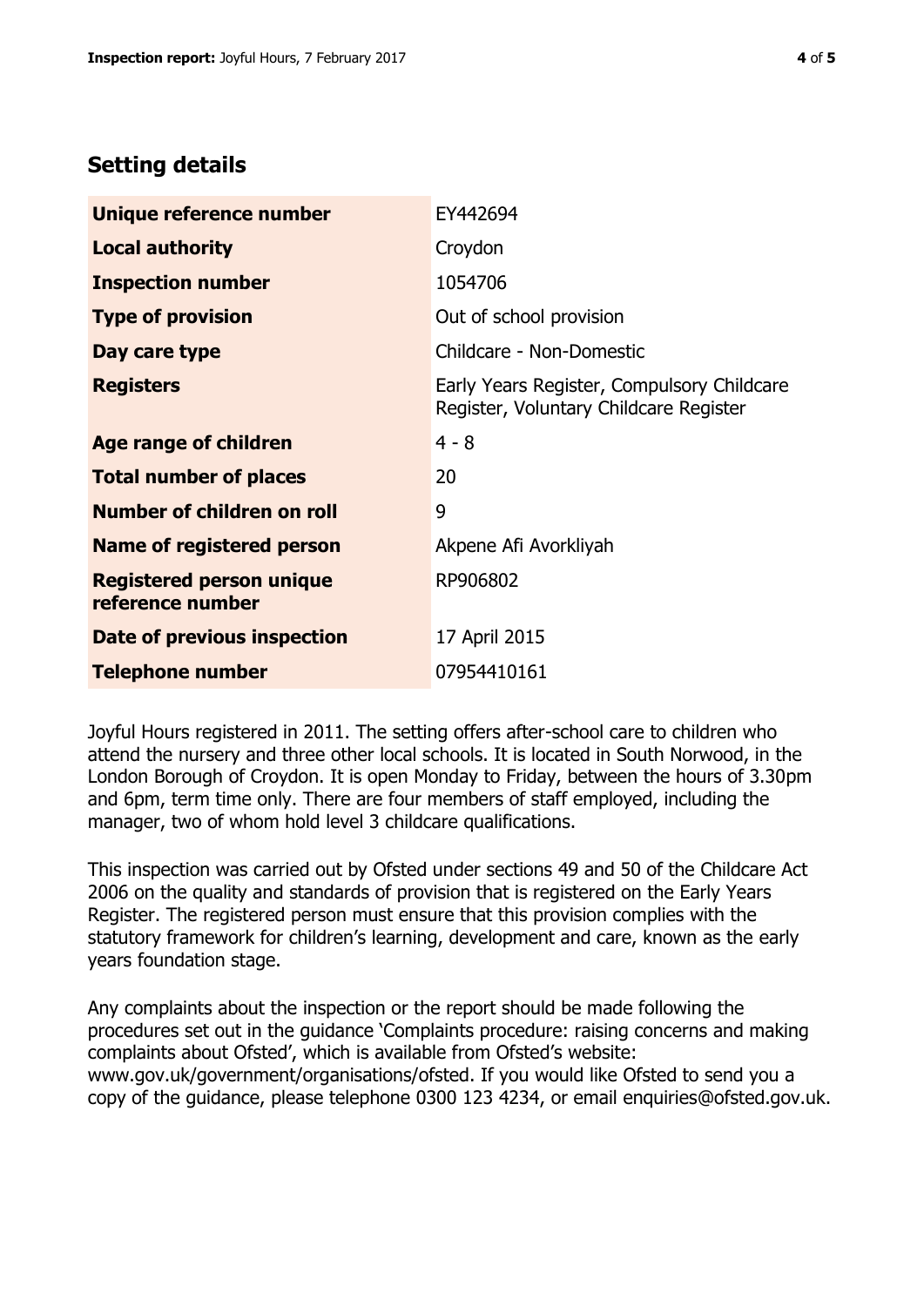## Setting details

| | |
|---|---|
| **Unique reference number** | EY442694 |
| **Local authority** | Croydon |
| **Inspection number** | 1054706 |
| **Type of provision** | Out of school provision |
| **Day care type** | Childcare - Non-Domestic |
| **Registers** | Early Years Register, Compulsory Childcare Register, Voluntary Childcare Register |
| **Age range of children** | 4 - 8 |
| **Total number of places** | 20 |
| **Number of children on roll** | 9 |
| **Name of registered person** | Akpene Afi Avorkliyah |
| **Registered person unique reference number** | RP906802 |
| **Date of previous inspection** | 17 April 2015 |
| **Telephone number** | 07954410161 |

Joyful Hours registered in 2011. The setting offers after-school care to children who attend the nursery and three other local schools. It is located in South Norwood, in the London Borough of Croydon. It is open Monday to Friday, between the hours of 3.30pm and 6pm, term time only. There are four members of staff employed, including the manager, two of whom hold level 3 childcare qualifications.

This inspection was carried out by Ofsted under sections 49 and 50 of the Childcare Act 2006 on the quality and standards of provision that is registered on the Early Years Register. The registered person must ensure that this provision complies with the statutory framework for children's learning, development and care, known as the early years foundation stage.

Any complaints about the inspection or the report should be made following the procedures set out in the guidance 'Complaints procedure: raising concerns and making complaints about Ofsted', which is available from Ofsted's website: www.gov.uk/government/organisations/ofsted. If you would like Ofsted to send you a copy of the guidance, please telephone 0300 123 4234, or email enquiries@ofsted.gov.uk.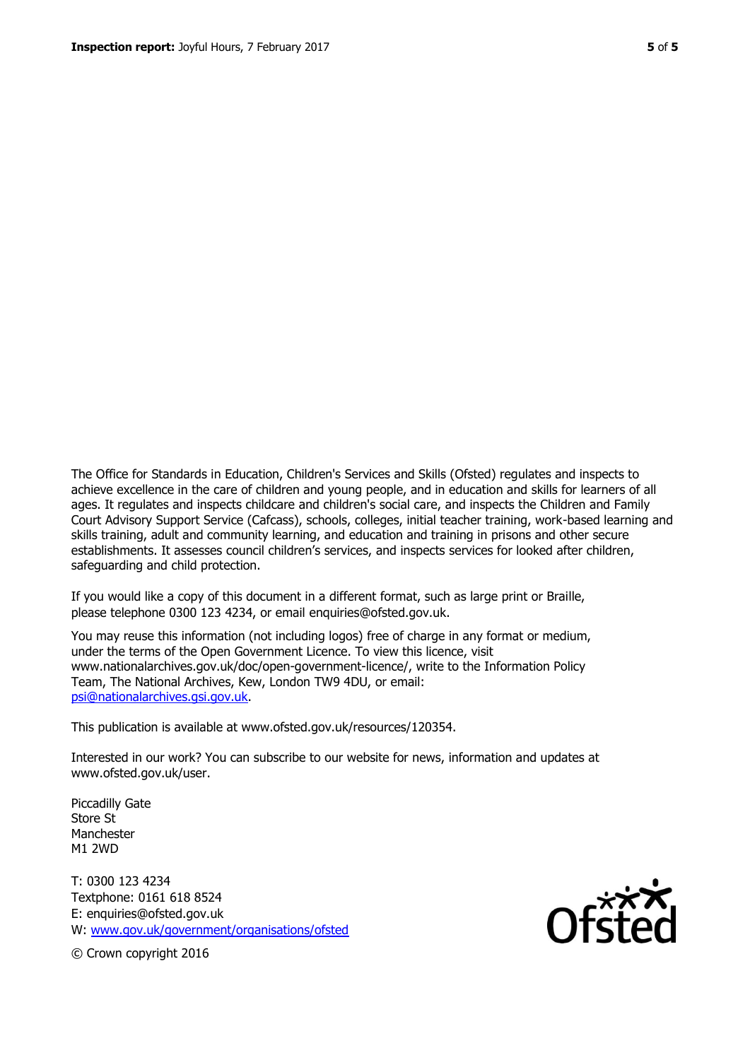The Office for Standards in Education, Children's Services and Skills (Ofsted) regulates and inspects to achieve excellence in the care of children and young people, and in education and skills for learners of all ages. It regulates and inspects childcare and children's social care, and inspects the Children and Family Court Advisory Support Service (Cafcass), schools, colleges, initial teacher training, work-based learning and skills training, adult and community learning, and education and training in prisons and other secure establishments. It assesses council children's services, and inspects services for looked after children, safeguarding and child protection.

If you would like a copy of this document in a different format, such as large print or Braille, please telephone 0300 123 4234, or email enquiries@ofsted.gov.uk.

You may reuse this information (not including logos) free of charge in any format or medium, under the terms of the Open Government Licence. To view this licence, visit www.nationalarchives.gov.uk/doc/open-government-licence/, write to the Information Policy Team, The National Archives, Kew, London TW9 4DU, or email: psi@nationalarchives.gsi.gov.uk.

This publication is available at www.ofsted.gov.uk/resources/120354.

Interested in our work? You can subscribe to our website for news, information and updates at www.ofsted.gov.uk/user.

Piccadilly Gate
Store St
Manchester
M1 2WD

T: 0300 123 4234
Textphone: 0161 618 8524
E: enquiries@ofsted.gov.uk
W: www.gov.uk/government/organisations/ofsted

© Crown copyright 2016